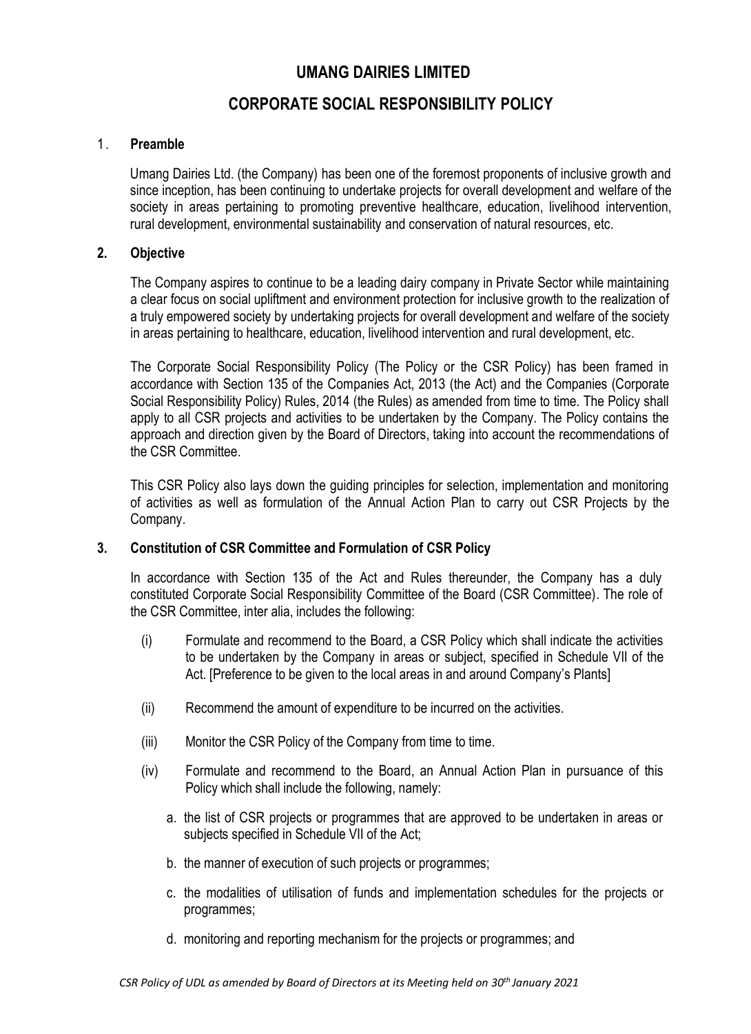# UMANG DAIRIES LIMITED

## CORPORATE SOCIAL RESPONSIBILITY POLICY

### 1. Preamble

Umang Dairies Ltd. (the Company) has been one of the foremost proponents of inclusive growth and since inception, has been continuing to undertake projects for overall development and welfare of the society in areas pertaining to promoting preventive healthcare, education, livelihood intervention, rural development, environmental sustainability and conservation of natural resources, etc.

### 2. Objective

The Company aspires to continue to be a leading dairy company in Private Sector while maintaining a clear focus on social upliftment and environment protection for inclusive growth to the realization of a truly empowered society by undertaking projects for overall development and welfare of the society in areas pertaining to healthcare, education, livelihood intervention and rural development, etc.

The Corporate Social Responsibility Policy (The Policy or the CSR Policy) has been framed in accordance with Section 135 of the Companies Act, 2013 (the Act) and the Companies (Corporate Social Responsibility Policy) Rules, 2014 (the Rules) as amended from time to time. The Policy shall apply to all CSR projects and activities to be undertaken by the Company. The Policy contains the approach and direction given by the Board of Directors, taking into account the recommendations of the CSR Committee.

This CSR Policy also lays down the guiding principles for selection, implementation and monitoring of activities as well as formulation of the Annual Action Plan to carry out CSR Projects by the Company.

### 3. Constitution of CSR Committee and Formulation of CSR Policy

In accordance with Section 135 of the Act and Rules thereunder, the Company has a duly constituted Corporate Social Responsibility Committee of the Board (CSR Committee). The role of the CSR Committee, inter alia, includes the following:

(i) Formulate and recommend to the Board, a CSR Policy which shall indicate the activities to be undertaken by the Company in areas or subject, specified in Schedule VII of the Act. [Preference to be given to the local areas in and around Company's Plants]

(ii) Recommend the amount of expenditure to be incurred on the activities.

(iii) Monitor the CSR Policy of the Company from time to time.

(iv) Formulate and recommend to the Board, an Annual Action Plan in pursuance of this Policy which shall include the following, namely:

a. the list of CSR projects or programmes that are approved to be undertaken in areas or subjects specified in Schedule VII of the Act;

b. the manner of execution of such projects or programmes;

c. the modalities of utilisation of funds and implementation schedules for the projects or programmes;

d. monitoring and reporting mechanism for the projects or programmes; and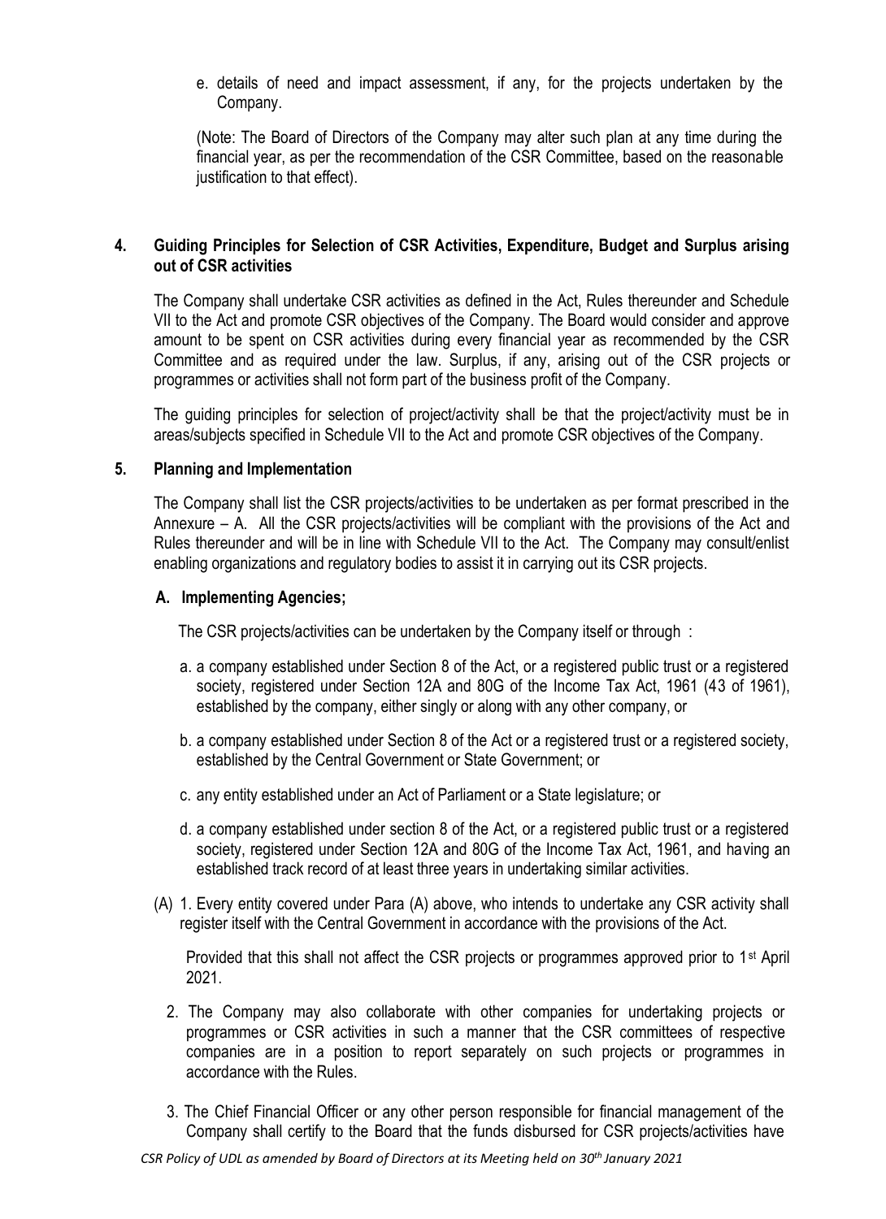e. details of need and impact assessment, if any, for the projects undertaken by the Company.

(Note: The Board of Directors of the Company may alter such plan at any time during the financial year, as per the recommendation of the CSR Committee, based on the reasonable justification to that effect).

## 4. Guiding Principles for Selection of CSR Activities, Expenditure, Budget and Surplus arising out of CSR activities

The Company shall undertake CSR activities as defined in the Act, Rules thereunder and Schedule VII to the Act and promote CSR objectives of the Company. The Board would consider and approve amount to be spent on CSR activities during every financial year as recommended by the CSR Committee and as required under the law. Surplus, if any, arising out of the CSR projects or programmes or activities shall not form part of the business profit of the Company.

The guiding principles for selection of project/activity shall be that the project/activity must be in areas/subjects specified in Schedule VII to the Act and promote CSR objectives of the Company.

## 5. Planning and Implementation

The Company shall list the CSR projects/activities to be undertaken as per format prescribed in the Annexure – A. All the CSR projects/activities will be compliant with the provisions of the Act and Rules thereunder and will be in line with Schedule VII to the Act. The Company may consult/enlist enabling organizations and regulatory bodies to assist it in carrying out its CSR projects.

### A. Implementing Agencies;

The CSR projects/activities can be undertaken by the Company itself or through :

a. a company established under Section 8 of the Act, or a registered public trust or a registered society, registered under Section 12A and 80G of the Income Tax Act, 1961 (43 of 1961), established by the company, either singly or along with any other company, or

b. a company established under Section 8 of the Act or a registered trust or a registered society, established by the Central Government or State Government; or

c. any entity established under an Act of Parliament or a State legislature; or

d. a company established under section 8 of the Act, or a registered public trust or a registered society, registered under Section 12A and 80G of the Income Tax Act, 1961, and having an established track record of at least three years in undertaking similar activities.

(A) 1. Every entity covered under Para (A) above, who intends to undertake any CSR activity shall register itself with the Central Government in accordance with the provisions of the Act.

Provided that this shall not affect the CSR projects or programmes approved prior to 1st April 2021.

2. The Company may also collaborate with other companies for undertaking projects or programmes or CSR activities in such a manner that the CSR committees of respective companies are in a position to report separately on such projects or programmes in accordance with the Rules.

3. The Chief Financial Officer or any other person responsible for financial management of the Company shall certify to the Board that the funds disbursed for CSR projects/activities have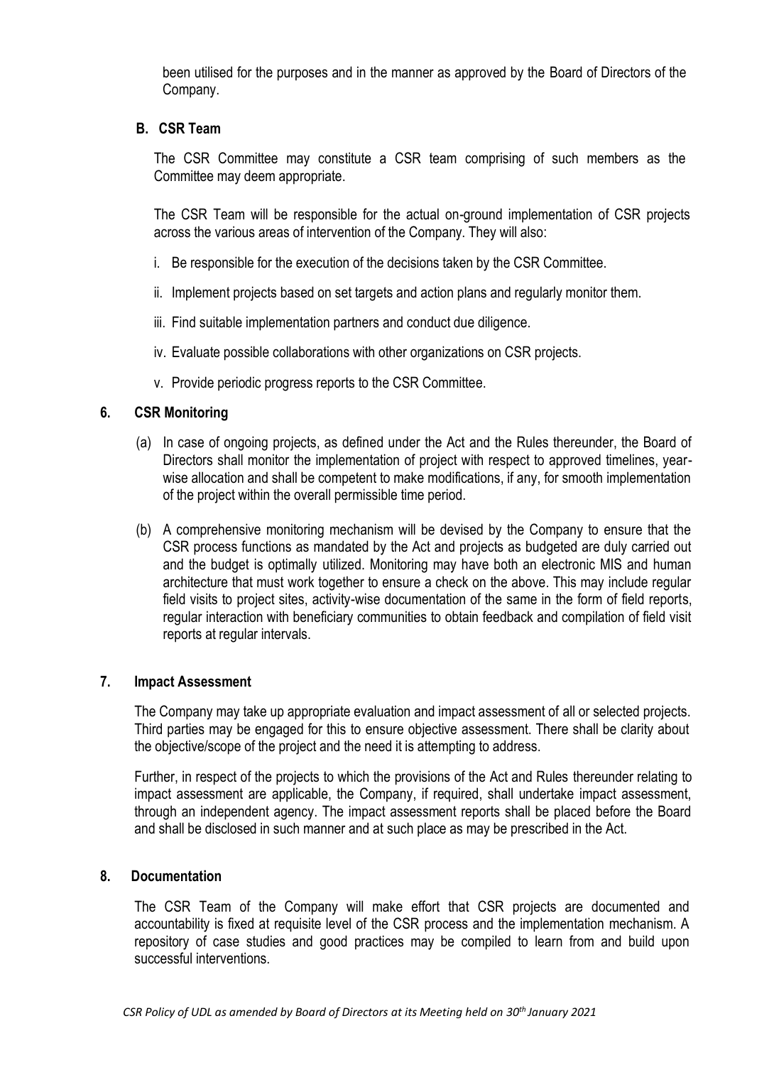been utilised for the purposes and in the manner as approved by the Board of Directors of the Company.

### B. CSR Team

The CSR Committee may constitute a CSR team comprising of such members as the Committee may deem appropriate.

The CSR Team will be responsible for the actual on-ground implementation of CSR projects across the various areas of intervention of the Company. They will also:

i. Be responsible for the execution of the decisions taken by the CSR Committee.

ii. Implement projects based on set targets and action plans and regularly monitor them.

iii. Find suitable implementation partners and conduct due diligence.

iv. Evaluate possible collaborations with other organizations on CSR projects.

v. Provide periodic progress reports to the CSR Committee.

## 6. CSR Monitoring

(a) In case of ongoing projects, as defined under the Act and the Rules thereunder, the Board of Directors shall monitor the implementation of project with respect to approved timelines, year-wise allocation and shall be competent to make modifications, if any, for smooth implementation of the project within the overall permissible time period.

(b) A comprehensive monitoring mechanism will be devised by the Company to ensure that the CSR process functions as mandated by the Act and projects as budgeted are duly carried out and the budget is optimally utilized. Monitoring may have both an electronic MIS and human architecture that must work together to ensure a check on the above. This may include regular field visits to project sites, activity-wise documentation of the same in the form of field reports, regular interaction with beneficiary communities to obtain feedback and compilation of field visit reports at regular intervals.

## 7. Impact Assessment

The Company may take up appropriate evaluation and impact assessment of all or selected projects. Third parties may be engaged for this to ensure objective assessment. There shall be clarity about the objective/scope of the project and the need it is attempting to address.

Further, in respect of the projects to which the provisions of the Act and Rules thereunder relating to impact assessment are applicable, the Company, if required, shall undertake impact assessment, through an independent agency. The impact assessment reports shall be placed before the Board and shall be disclosed in such manner and at such place as may be prescribed in the Act.

## 8. Documentation

The CSR Team of the Company will make effort that CSR projects are documented and accountability is fixed at requisite level of the CSR process and the implementation mechanism. A repository of case studies and good practices may be compiled to learn from and build upon successful interventions.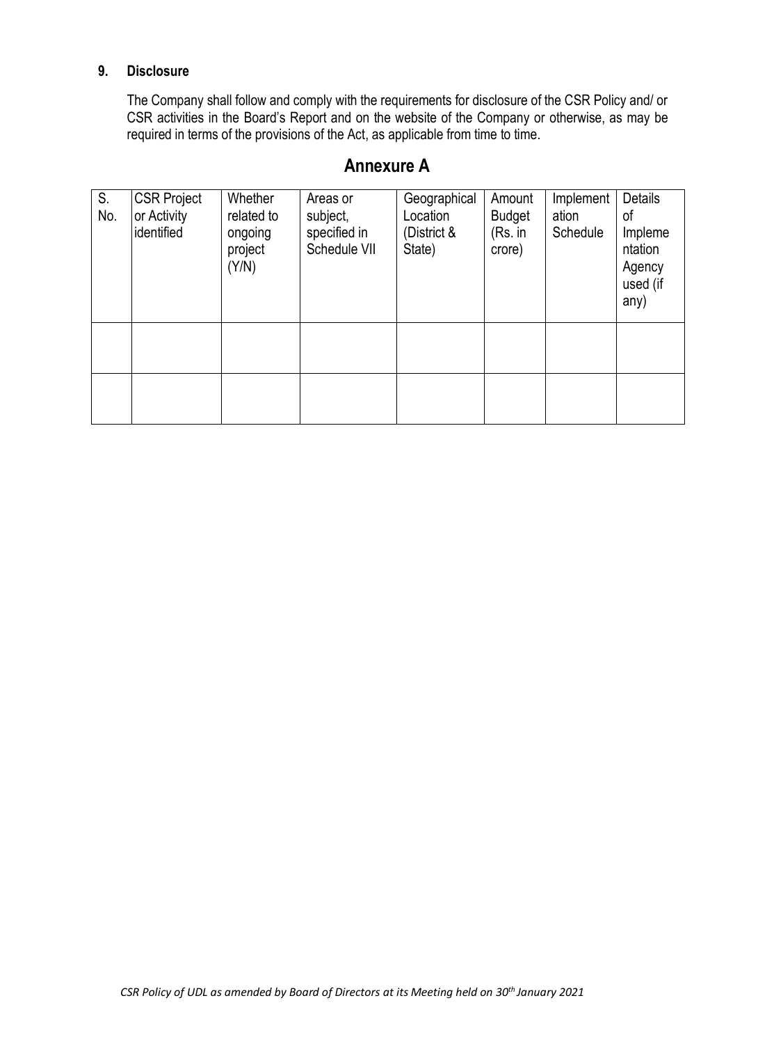### 9. Disclosure

The Company shall follow and comply with the requirements for disclosure of the CSR Policy and/ or CSR activities in the Board's Report and on the website of the Company or otherwise, as may be required in terms of the provisions of the Act, as applicable from time to time.

## Annexure A

| S. No. | CSR Project or Activity identified | Whether related to ongoing project (Y/N) | Areas or subject, specified in Schedule VII | Geographical Location (District & State) | Amount Budget (Rs. in crore) | Implementation Schedule | Details of Implementation Agency used (if any) |
|---|---|---|---|---|---|---|---|
| | | | | | | | |
| | | | | | | | |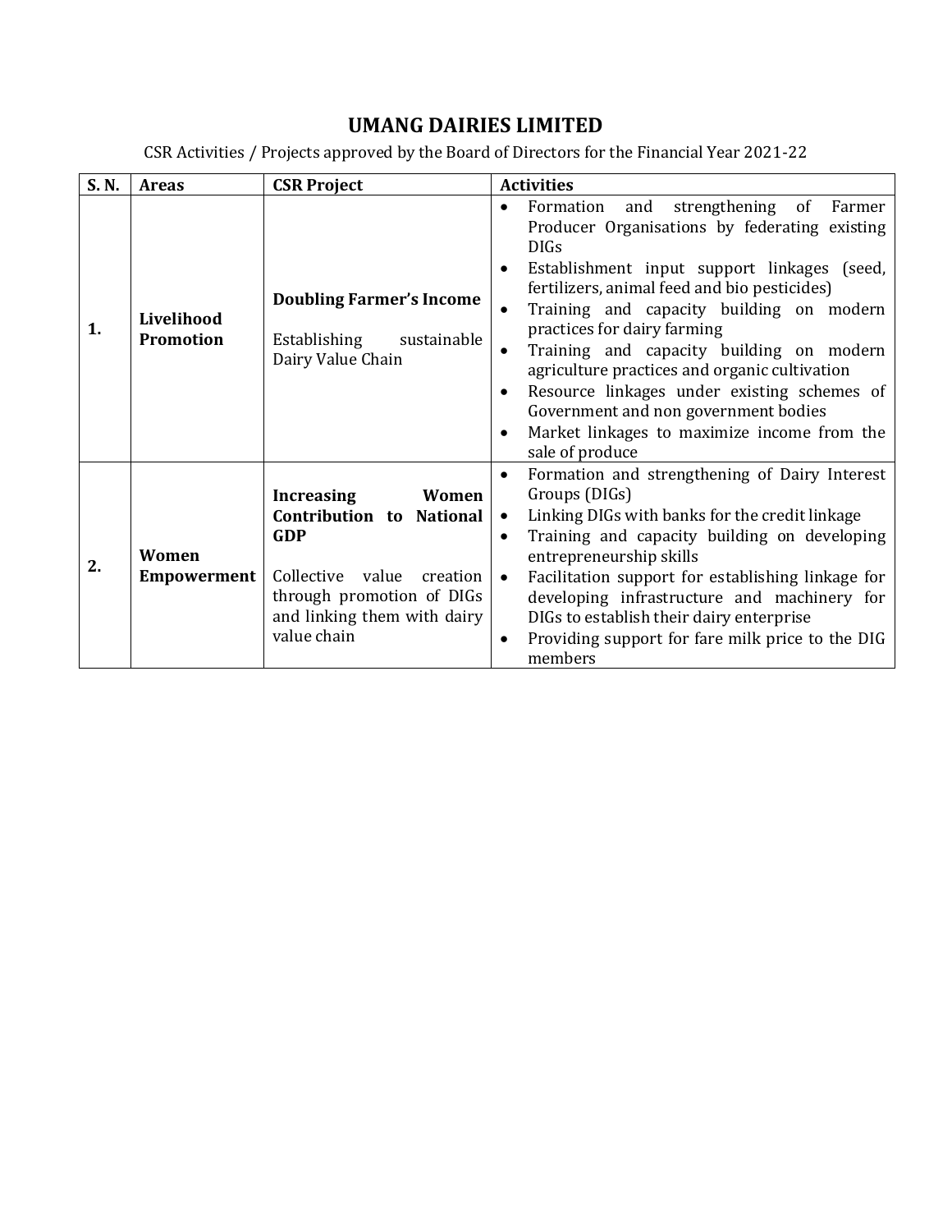# UMANG DAIRIES LIMITED

CSR Activities / Projects approved by the Board of Directors for the Financial Year 2021-22

| S. N. | Areas | CSR Project | Activities |
|---|---|---|---|
| 1. | **Livelihood Promotion** | **Doubling Farmer's Income**<br><br>Establishing sustainable Dairy Value Chain | • Formation and strengthening of Farmer Producer Organisations by federating existing DIGs<br>• Establishment input support linkages (seed, fertilizers, animal feed and bio pesticides)<br>• Training and capacity building on modern practices for dairy farming<br>• Training and capacity building on modern agriculture practices and organic cultivation<br>• Resource linkages under existing schemes of Government and non government bodies<br>• Market linkages to maximize income from the sale of produce |
| 2. | **Women Empowerment** | **Increasing Women Contribution to National GDP**<br><br>Collective value creation through promotion of DIGs and linking them with dairy value chain | • Formation and strengthening of Dairy Interest Groups (DIGs)<br>• Linking DIGs with banks for the credit linkage<br>• Training and capacity building on developing entrepreneurship skills<br>• Facilitation support for establishing linkage for developing infrastructure and machinery for DIGs to establish their dairy enterprise<br>• Providing support for fare milk price to the DIG members |